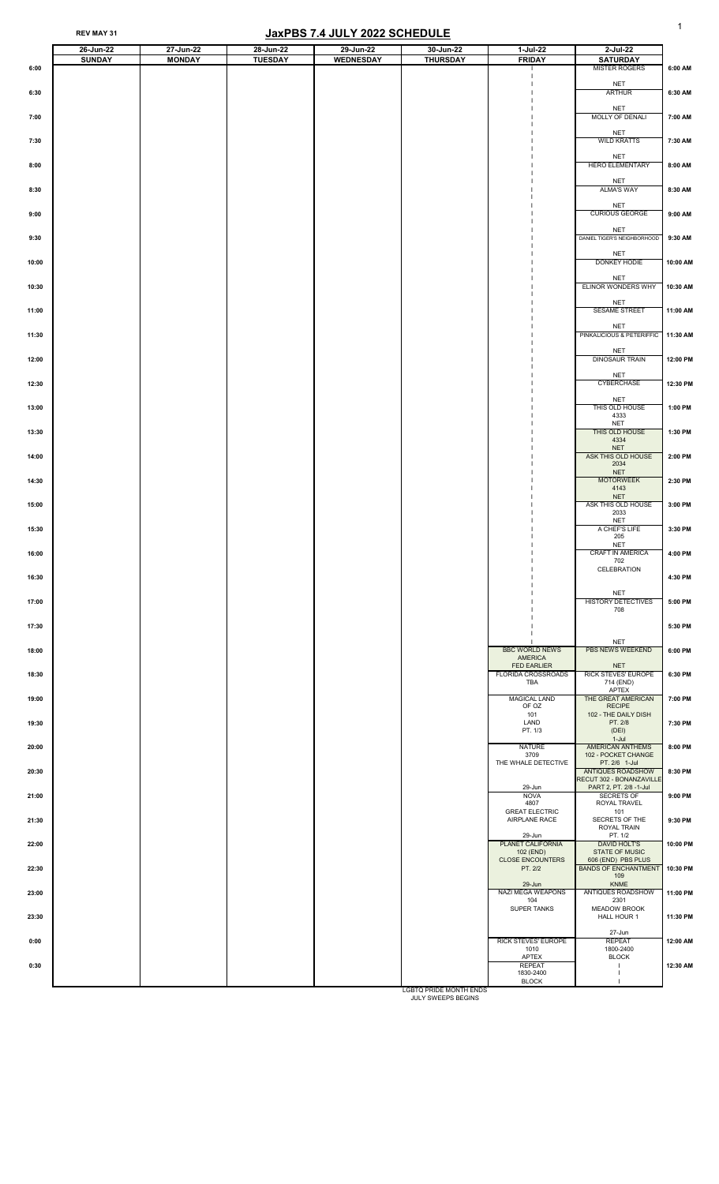REV MAY 31

# JaxPBS 7.4 JULY 2022 SCHEDULE

| | 26-Jun-22 SUNDAY | 27-Jun-22 MONDAY | 28-Jun-22 TUESDAY | 29-Jun-22 WEDNESDAY | 30-Jun-22 THURSDAY | 1-Jul-22 FRIDAY | 2-Jul-22 SATURDAY | |
|---|---|---|---|---|---|---|---|---|
| 6:00 | | | | | | | MISTER ROGERS NET | 6:00 AM |
| 6:30 | | | | | | | ARTHUR NET | 6:30 AM |
| 7:00 | | | | | | | MOLLY OF DENALI NET | 7:00 AM |
| 7:30 | | | | | | | WILD KRATTS NET | 7:30 AM |
| 8:00 | | | | | | | HERO ELEMENTARY NET | 8:00 AM |
| 8:30 | | | | | | | ALMA'S WAY NET | 8:30 AM |
| 9:00 | | | | | | | CURIOUS GEORGE NET | 9:00 AM |
| 9:30 | | | | | | | DANIEL TIGER'S NEIGHBORHOOD NET | 9:30 AM |
| 10:00 | | | | | | | DONKEY HODIE NET | 10:00 AM |
| 10:30 | | | | | | | ELINOR WONDERS WHY NET | 10:30 AM |
| 11:00 | | | | | | | SESAME STREET NET | 11:00 AM |
| 11:30 | | | | | | | PINKALICIOUS & PETERIFFIC NET | 11:30 AM |
| 12:00 | | | | | | | DINOSAUR TRAIN NET | 12:00 PM |
| 12:30 | | | | | | | CYBERCHASE NET | 12:30 PM |
| 13:00 | | | | | | | THIS OLD HOUSE 4333 NET | 1:00 PM |
| 13:30 | | | | | | | THIS OLD HOUSE 4334 NET | 1:30 PM |
| 14:00 | | | | | | | ASK THIS OLD HOUSE 2034 NET | 2:00 PM |
| 14:30 | | | | | | | MOTORWEEK 4143 NET | 2:30 PM |
| 15:00 | | | | | | | ASK THIS OLD HOUSE 2033 NET | 3:00 PM |
| 15:30 | | | | | | | A CHEF'S LIFE 205 NET | 3:30 PM |
| 16:00 | | | | | | | CRAFT IN AMERICA 702 CELEBRATION | 4:00 PM |
| 16:30 | | | | | | | | 4:30 PM |
| 17:00 | | | | | | | HISTORY DETECTIVES 708 NET | 5:00 PM |
| 17:30 | | | | | | | | 5:30 PM |
| 18:00 | | | | | | BBC WORLD NEWS AMERICA FED EARLIER | PBS NEWS WEEKEND NET | 6:00 PM |
| 18:30 | | | | | | FLORIDA CROSSROADS TBA | RICK STEVES' EUROPE 714 (END) APTEX | 6:30 PM |
| 19:00 | | | | | | MAGICAL LAND OF OZ 101 | THE GREAT AMERICAN RECIPE 102 - THE DAILY DISH | 7:00 PM |
| 19:30 | | | | | | LAND PT. 1/3 | PT. 2/8 (DEI) 1-Jul | 7:30 PM |
| 20:00 | | | | | | NATURE 3709 THE WHALE DETECTIVE | AMERICAN ANTHEMS 102 - POCKET CHANGE PT. 2/6 1-Jul | 8:00 PM |
| 20:30 | | | | | | 29-Jun | ANTIQUES ROADSHOW RECUT 302 - BONANZAVILLE PART 2, PT. 2/8 -1-Jul | 8:30 PM |
| 21:00 | | | | | | NOVA 4807 GREAT ELECTRIC AIRPLANE RACE | SECRETS OF ROYAL TRAVEL 101 | 9:00 PM |
| 21:30 | | | | | | 29-Jun | SECRETS OF THE ROYAL TRAIN PT. 1/2 | 9:30 PM |
| 22:00 | | | | | | PLANET CALIFORNIA 102 (END) CLOSE ENCOUNTERS PT. 2/2 | DAVID HOLT'S STATE OF MUSIC 606 (END) PBS PLUS | 10:00 PM |
| 22:30 | | | | | | 29-Jun | BANDS OF ENCHANTMENT 109 KNME | 10:30 PM |
| 23:00 | | | | | | NAZI MEGA WEAPONS 104 SUPER TANKS | ANTIQUES ROADSHOW 2301 MEADOW BROOK HALL HOUR 1 | 11:00 PM |
| 23:30 | | | | | | | 27-Jun | 11:30 PM |
| 0:00 | | | | | | RICK STEVES' EUROPE 1010 APTEX | REPEAT 1800-2400 BLOCK | 12:00 AM |
| 0:30 | | | | | | REPEAT 1830-2400 BLOCK | | 12:30 AM |

LGBTQ PRIDE MONTH ENDS
JULY SWEEPS BEGINS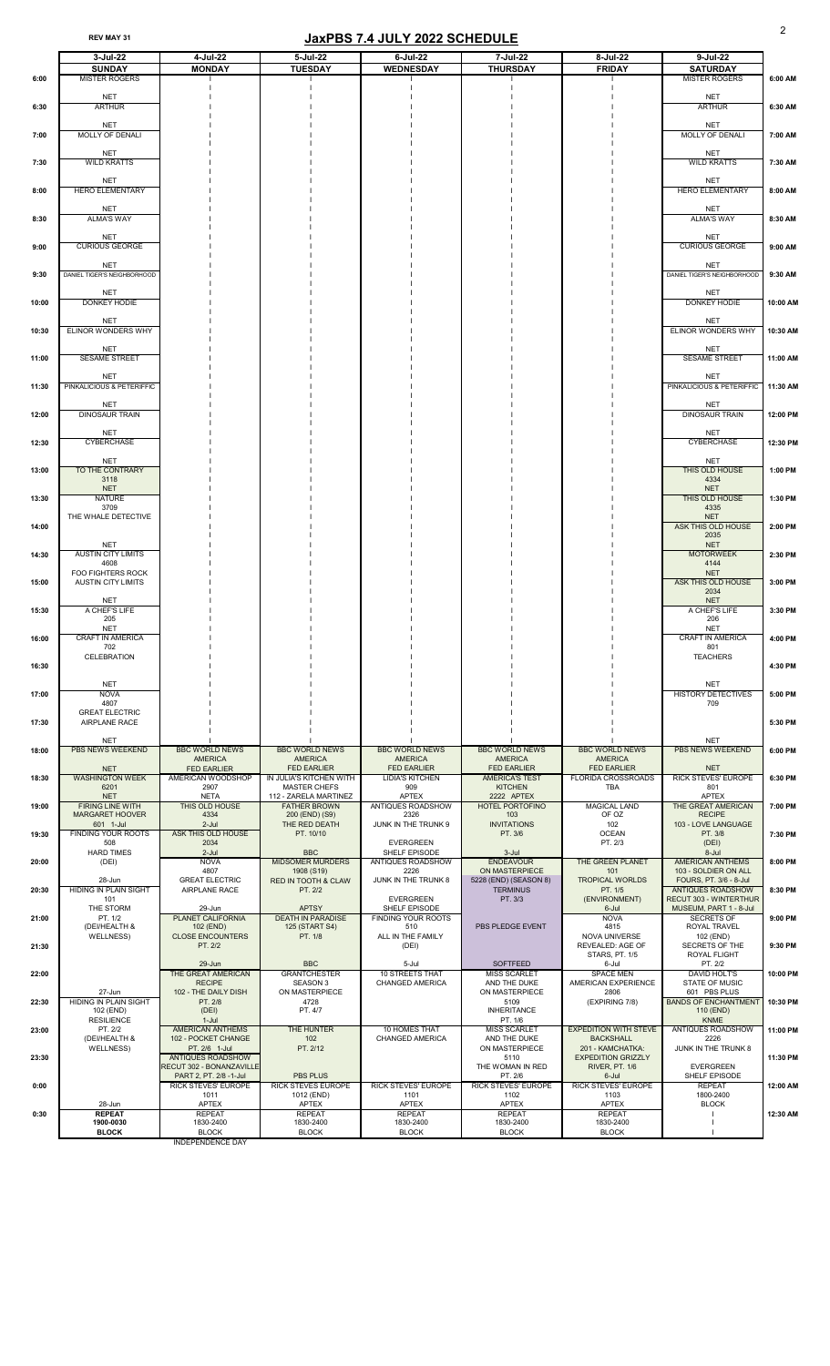REV MAY 31

# JaxPBS 7.4 JULY 2022 SCHEDULE

| | 3-Jul-22 SUNDAY | 4-Jul-22 MONDAY | 5-Jul-22 TUESDAY | 6-Jul-22 WEDNESDAY | 7-Jul-22 THURSDAY | 8-Jul-22 FRIDAY | 9-Jul-22 SATURDAY | |
|---|---|---|---|---|---|---|---|---|
| 6:00 | MISTER ROGERS NET | | | | | | MISTER ROGERS NET | 6:00 AM |
| 6:30 | ARTHUR NET | | | | | | ARTHUR NET | 6:30 AM |
| 7:00 | MOLLY OF DENALI NET | | | | | | MOLLY OF DENALI NET | 7:00 AM |
| 7:30 | WILD KRATTS NET | | | | | | WILD KRATTS NET | 7:30 AM |
| 8:00 | HERO ELEMENTARY NET | | | | | | HERO ELEMENTARY NET | 8:00 AM |
| 8:30 | ALMA'S WAY NET | | | | | | ALMA'S WAY NET | 8:30 AM |
| 9:00 | CURIOUS GEORGE NET | | | | | | CURIOUS GEORGE NET | 9:00 AM |
| 9:30 | DANIEL TIGER'S NEIGHBORHOOD NET | | | | | | DANIEL TIGER'S NEIGHBORHOOD NET | 9:30 AM |
| 10:00 | DONKEY HODIE NET | | | | | | DONKEY HODIE NET | 10:00 AM |
| 10:30 | ELINOR WONDERS WHY NET | | | | | | ELINOR WONDERS WHY NET | 10:30 AM |
| 11:00 | SESAME STREET NET | | | | | | SESAME STREET NET | 11:00 AM |
| 11:30 | PINKALICIOUS & PETERIFFIC NET | | | | | | PINKALICIOUS & PETERIFFIC NET | 11:30 AM |
| 12:00 | DINOSAUR TRAIN NET | | | | | | DINOSAUR TRAIN NET | 12:00 PM |
| 12:30 | CYBERCHASE NET | | | | | | CYBERCHASE NET | 12:30 PM |
| 13:00 | TO THE CONTRARY 3118 NET | | | | | | THIS OLD HOUSE 4334 NET | 1:00 PM |
| 13:30 | NATURE 3709 THE WHALE DETECTIVE | | | | | | THIS OLD HOUSE 4335 NET | 1:30 PM |
| 14:00 | NET | | | | | | ASK THIS OLD HOUSE 2035 NET | 2:00 PM |
| 14:30 | AUSTIN CITY LIMITS 4608 FOO FIGHTERS ROCK | | | | | | MOTORWEEK 4144 NET | 2:30 PM |
| 15:00 | AUSTIN CITY LIMITS NET | | | | | | ASK THIS OLD HOUSE 2034 NET | 3:00 PM |
| 15:30 | A CHEF'S LIFE 205 NET | | | | | | A CHEF'S LIFE 206 NET | 3:30 PM |
| 16:00 | CRAFT IN AMERICA 702 CELEBRATION | | | | | | CRAFT IN AMERICA 801 TEACHERS | 4:00 PM |
| 16:30 | NET | | | | | | NET | 4:30 PM |
| 17:00 | NOVA 4807 GREAT ELECTRIC | | | | | | HISTORY DETECTIVES 709 | 5:00 PM |
| 17:30 | AIRPLANE RACE NET | | | | | | NET | 5:30 PM |
| 18:00 | PBS NEWS WEEKEND NET | BBC WORLD NEWS AMERICA FED EARLIER | BBC WORLD NEWS AMERICA FED EARLIER | BBC WORLD NEWS AMERICA FED EARLIER | BBC WORLD NEWS AMERICA FED EARLIER | BBC WORLD NEWS AMERICA FED EARLIER | PBS NEWS WEEKEND NET | 6:00 PM |
| 18:30 | WASHINGTON WEEK 6201 NET | AMERICAN WOODSHOP 2907 NETA | IN JULIA'S KITCHEN WITH MASTER CHEFS 112 - ZARELA MARTINEZ | LIDIA'S KITCHEN 909 APTEX | AMERICA'S TEST KITCHEN 2222 APTEX | FLORIDA CROSSROADS TBA | RICK STEVES' EUROPE 801 APTEX | 6:30 PM |
| 19:00 | FIRING LINE WITH MARGARET HOOVER 601 1-Jul | THIS OLD HOUSE 4334 2-Jul | FATHER BROWN 200 (END) (S9) THE RED DEATH | ANTIQUES ROADSHOW 2326 JUNK IN THE TRUNK 9 | HOTEL PORTOFINO 103 INVITATIONS | MAGICAL LAND OF OZ 102 | THE GREAT AMERICAN RECIPE 103 - LOVE LANGUAGE | 7:00 PM |
| 19:30 | FINDING YOUR ROOTS 508 HARD TIMES | ASK THIS OLD HOUSE 2034 2-Jul | PT. 10/10 BBC | EVERGREEN SHELF EPISODE | PT. 3/6 3-Jul | OCEAN PT. 2/3 | PT. 3/8 (DEI) 8-Jul | 7:30 PM |
| 20:00 | (DEI) | NOVA 4807 | MIDSOMER MURDERS 1908 (S19) | ANTIQUES ROADSHOW 2226 | ENDEAVOUR ON MASTERPIECE | THE GREEN PLANET 101 | AMERICAN ANTHEMS 103 - SOLDIER ON ALL | 8:00 PM |
| 20:30 | 28-Jun HIDING IN PLAIN SIGHT 101 THE STORM | GREAT ELECTRIC AIRPLANE RACE 29-Jun | RED IN TOOTH & CLAW PT. 2/2 APTSY | JUNK IN THE TRUNK 8 EVERGREEN SHELF EPISODE | 5228 (END) (SEASON 8) TERMINUS PT. 3/3 | TROPICAL WORLDS PT. 1/5 (ENVIRONMENT) 6-Jul | FOURS, PT. 3/6 - 8-Jul ANTIQUES ROADSHOW RECUT 303 - WINTERTHUR MUSEUM, PART 1 - 8-Jul | 8:30 PM |
| 21:00 | PT. 1/2 (DEI/HEALTH & WELLNESS) | PLANET CALIFORNIA 102 (END) CLOSE ENCOUNTERS | DEATH IN PARADISE 125 (START S4) PT. 1/8 | FINDING YOUR ROOTS 510 ALL IN THE FAMILY | PBS PLEDGE EVENT | NOVA 4815 NOVA UNIVERSE | SECRETS OF ROYAL TRAVEL 102 (END) | 9:00 PM |
| 21:30 | | PT. 2/2 29-Jun | BBC | (DEI) 5-Jul | SOFTFEED | REVEALED: AGE OF STARS, PT. 1/5 6-Jul | SECRETS OF THE ROYAL FLIGHT PT. 2/2 | 9:30 PM |
| 22:00 | 27-Jun | THE GREAT AMERICAN RECIPE 102 - THE DAILY DISH | GRANTCHESTER SEASON 3 ON MASTERPIECE | 10 STREETS THAT CHANGED AMERICA | MISS SCARLET AND THE DUKE ON MASTERPIECE | SPACE MEN AMERICAN EXPERIENCE 2806 | DAVID HOLT'S STATE OF MUSIC 601 PBS PLUS | 10:00 PM |
| 22:30 | HIDING IN PLAIN SIGHT 102 (END) RESILIENCE | PT. 2/8 (DEI) 1-Jul | 4728 PT. 4/7 | | 5109 INHERITANCE PT. 1/6 | (EXPIRING 7/8) | BANDS OF ENCHANTMENT 110 (END) KNME | 10:30 PM |
| 23:00 | PT. 2/2 (DEI/HEALTH & WELLNESS) | AMERICAN ANTHEMS 102 - POCKET CHANGE PT. 2/6 1-Jul | THE HUNTER 102 PT. 2/12 | 10 HOMES THAT CHANGED AMERICA | MISS SCARLET AND THE DUKE ON MASTERPIECE | EXPEDITION WITH STEVE BACKSHALL 201 - KAMCHATKA: | ANTIQUES ROADSHOW 2226 JUNK IN THE TRUNK 8 | 11:00 PM |
| 23:30 | | ANTIQUES ROADSHOW RECUT 302 - BONANZAVILLE PART 2, PT. 2/8 -1-Jul | PBS PLUS | | 5110 THE WOMAN IN RED PT. 2/6 | EXPEDITION GRIZZLY RIVER, PT. 1/6 6-Jul | EVERGREEN SHELF EPISODE | 11:30 PM |
| 0:00 | 28-Jun | RICK STEVES' EUROPE 1011 APTEX | RICK STEVES EUROPE 1012 (END) APTEX | RICK STEVES' EUROPE 1101 APTEX | RICK STEVES' EUROPE 1102 APTEX | RICK STEVES' EUROPE 1103 APTEX | REPEAT 1800-2400 BLOCK | 12:00 AM |
| 0:30 | REPEAT 1900-0030 BLOCK | REPEAT 1830-2400 BLOCK | REPEAT 1830-2400 BLOCK | REPEAT 1830-2400 BLOCK | REPEAT 1830-2400 BLOCK | REPEAT 1830-2400 BLOCK | | 12:30 AM |
| | | INDEPENDENCE DAY | | | | | | |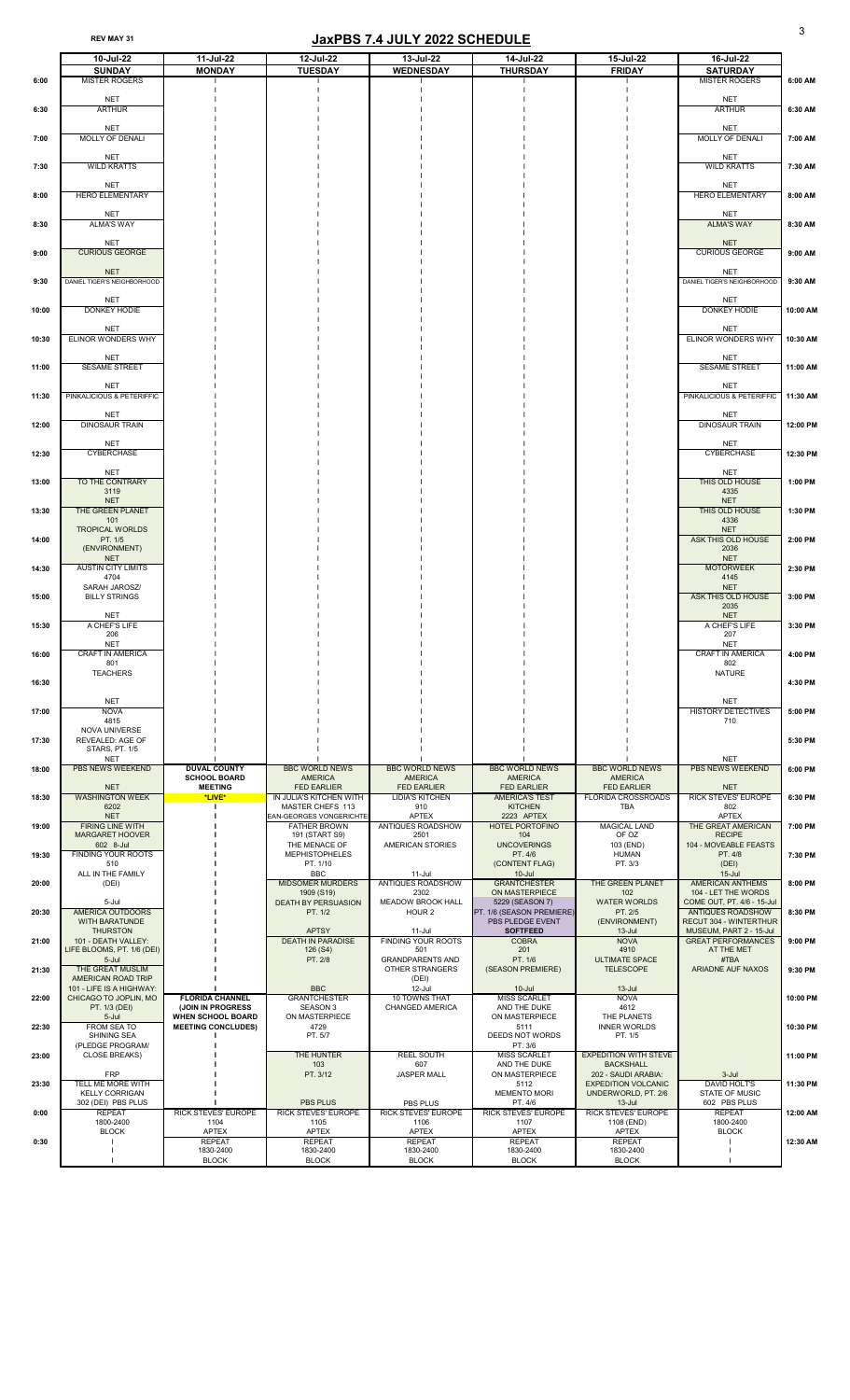REV MAY 31

# JaxPBS 7.4 JULY 2022 SCHEDULE

| | 10-Jul-22 SUNDAY | 11-Jul-22 MONDAY | 12-Jul-22 TUESDAY | 13-Jul-22 WEDNESDAY | 14-Jul-22 THURSDAY | 15-Jul-22 FRIDAY | 16-Jul-22 SATURDAY | |
|---|---|---|---|---|---|---|---|---|
| 6:00 | MISTER ROGERS NET | | | | | | MISTER ROGERS NET | 6:00 AM |
| 6:30 | ARTHUR NET | | | | | | ARTHUR NET | 6:30 AM |
| 7:00 | MOLLY OF DENALI NET | | | | | | MOLLY OF DENALI NET | 7:00 AM |
| 7:30 | WILD KRATTS NET | | | | | | WILD KRATTS NET | 7:30 AM |
| 8:00 | HERO ELEMENTARY NET | | | | | | HERO ELEMENTARY NET | 8:00 AM |
| 8:30 | ALMA'S WAY NET | | | | | | ALMA'S WAY NET | 8:30 AM |
| 9:00 | CURIOUS GEORGE NET | | | | | | CURIOUS GEORGE NET | 9:00 AM |
| 9:30 | DANIEL TIGER'S NEIGHBORHOOD NET | | | | | | DANIEL TIGER'S NEIGHBORHOOD NET | 9:30 AM |
| 10:00 | DONKEY HODIE NET | | | | | | DONKEY HODIE NET | 10:00 AM |
| 10:30 | ELINOR WONDERS WHY NET | | | | | | ELINOR WONDERS WHY NET | 10:30 AM |
| 11:00 | SESAME STREET NET | | | | | | SESAME STREET NET | 11:00 AM |
| 11:30 | PINKALICIOUS & PETERIFFIC NET | | | | | | PINKALICIOUS & PETERIFFIC NET | 11:30 AM |
| 12:00 | DINOSAUR TRAIN NET | | | | | | DINOSAUR TRAIN NET | 12:00 PM |
| 12:30 | CYBERCHASE NET | | | | | | CYBERCHASE NET | 12:30 PM |
| 13:00 | TO THE CONTRARY 3119 NET | | | | | | THIS OLD HOUSE 4335 NET | 1:00 PM |
| 13:30 | THE GREEN PLANET 101 TROPICAL WORLDS | | | | | | THIS OLD HOUSE 4336 NET | 1:30 PM |
| 14:00 | PT. 1/5 (ENVIRONMENT) NET | | | | | | ASK THIS OLD HOUSE 2036 NET | 2:00 PM |
| 14:30 | AUSTIN CITY LIMITS 4704 SARAH JAROSZ/ | | | | | | MOTORWEEK 4145 NET | 2:30 PM |
| 15:00 | BILLY STRINGS NET | | | | | | ASK THIS OLD HOUSE 2035 NET | 3:00 PM |
| 15:30 | A CHEF'S LIFE 206 NET | | | | | | A CHEF'S LIFE 207 NET | 3:30 PM |
| 16:00 | CRAFT IN AMERICA 801 TEACHERS | | | | | | CRAFT IN AMERICA 802 NATURE | 4:00 PM |
| 16:30 | NET | | | | | | NET | 4:30 PM |
| 17:00 | NOVA 4815 NOVA UNIVERSE | | | | | | HISTORY DETECTIVES 710 | 5:00 PM |
| 17:30 | REVEALED: AGE OF STARS, PT. 1/5 NET | | | | | | NET | 5:30 PM |
| 18:00 | PBS NEWS WEEKEND NET | DUVAL COUNTY SCHOOL BOARD MEETING | BBC WORLD NEWS AMERICA FED EARLIER | BBC WORLD NEWS AMERICA FED EARLIER | BBC WORLD NEWS AMERICA FED EARLIER | BBC WORLD NEWS AMERICA FED EARLIER | PBS NEWS WEEKEND NET | 6:00 PM |
| 18:30 | WASHINGTON WEEK 6202 NET | *LIVE* | IN JULIA'S KITCHEN WITH MASTER CHEFS 113 JEAN-GEORGES VONGERICHTEN | LIDIA'S KITCHEN 910 APTEX | AMERICA'S TEST KITCHEN 2223 APTEX | FLORIDA CROSSROADS TBA | RICK STEVES' EUROPE 802 APTEX | 6:30 PM |
| 19:00 | FIRING LINE WITH MARGARET HOOVER 602 8-Jul | | FATHER BROWN 191 (START S9) THE MENACE OF | ANTIQUES ROADSHOW 2501 AMERICAN STORIES | HOTEL PORTOFINO 104 UNCOVERINGS | MAGICAL LAND OF OZ 103 (END) | THE GREAT AMERICAN RECIPE 104 - MOVEABLE FEASTS | 7:00 PM |
| 19:30 | FINDING YOUR ROOTS 510 ALL IN THE FAMILY | | MEPHISTOPHELES PT. 1/10 BBC | 11-Jul | PT. 4/6 (CONTENT FLAG) 10-Jul | HUMAN PT. 3/3 | PT. 4/8 (DEI) 15-Jul | 7:30 PM |
| 20:00 | (DEI) 5-Jul | | MIDSOMER MURDERS 1909 (S19) DEATH BY PERSUASION | ANTIQUES ROADSHOW 2302 MEADOW BROOK HALL | GRANTCHESTER ON MASTERPIECE 5229 (SEASON 7) | THE GREEN PLANET 102 WATER WORLDS | AMERICAN ANTHEMS 104 - LET THE WORDS COME OUT, PT. 4/6 - 15-Jul | 8:00 PM |
| 20:30 | AMERICA OUTDOORS WITH BARATUNDE THURSTON | | PT. 1/2 APTSY | HOUR 2 11-Jul | PT. 1/6 (SEASON PREMIERE) PBS PLEDGE EVENT SOFTFEED | PT. 2/5 (ENVIRONMENT) 13-Jul | ANTIQUES ROADSHOW RECUT 304 - WINTERTHUR MUSEUM, PART 2 - 15-Jul | 8:30 PM |
| 21:00 | 101 - DEATH VALLEY: LIFE BLOOMS, PT. 1/6 (DEI) 5-Jul | | DEATH IN PARADISE 126 (S4) PT. 2/8 | FINDING YOUR ROOTS 501 GRANDPARENTS AND | COBRA 201 PT. 1/6 | NOVA 4910 ULTIMATE SPACE | GREAT PERFORMANCES AT THE MET #TBA | 9:00 PM |
| 21:30 | THE GREAT MUSLIM AMERICAN ROAD TRIP 101 - LIFE IS A HIGHWAY: | | BBC | OTHER STRANGERS (DEI) 12-Jul | (SEASON PREMIERE) 10-Jul | TELESCOPE 13-Jul | ARIADNE AUF NAXOS | 9:30 PM |
| 22:00 | CHICAGO TO JOPLIN, MO PT. 1/3 (DEI) 5-Jul | FLORIDA CHANNEL (JOIN IN PROGRESS WHEN SCHOOL BOARD | GRANTCHESTER SEASON 3 ON MASTERPIECE | 10 TOWNS THAT CHANGED AMERICA | MISS SCARLET AND THE DUKE ON MASTERPIECE | NOVA 4612 THE PLANETS | | 10:00 PM |
| 22:30 | FROM SEA TO SHINING SEA (PLEDGE PROGRAM/ | MEETING CONCLUDES) | 4729 PT. 5/7 | | 5111 DEEDS NOT WORDS PT. 3/6 | INNER WORLDS PT. 1/5 | | 10:30 PM |
| 23:00 | CLOSE BREAKS) FRP | | THE HUNTER 103 PT. 3/12 | REEL SOUTH 607 JASPER MALL | MISS SCARLET AND THE DUKE ON MASTERPIECE | EXPEDITION WITH STEVE BACKSHALL 202 - SAUDI ARABIA: | 3-Jul | 11:00 PM |
| 23:30 | TELL ME MORE WITH KELLY CORRIGAN 302 (DEI) PBS PLUS | | PBS PLUS | PBS PLUS | 5112 MEMENTO MORI PT. 4/6 | EXPEDITION VOLCANIC UNDERWORLD, PT. 2/6 13-Jul | DAVID HOLT'S STATE OF MUSIC 602 PBS PLUS | 11:30 PM |
| 0:00 | REPEAT 1800-2400 BLOCK | RICK STEVES' EUROPE 1104 APTEX | RICK STEVES' EUROPE 1105 APTEX | RICK STEVES' EUROPE 1106 APTEX | RICK STEVES' EUROPE 1107 APTEX | RICK STEVES' EUROPE 1108 (END) APTEX | REPEAT 1800-2400 BLOCK | 12:00 AM |
| 0:30 | | REPEAT 1830-2400 BLOCK | REPEAT 1830-2400 BLOCK | REPEAT 1830-2400 BLOCK | REPEAT 1830-2400 BLOCK | REPEAT 1830-2400 BLOCK | | 12:30 AM |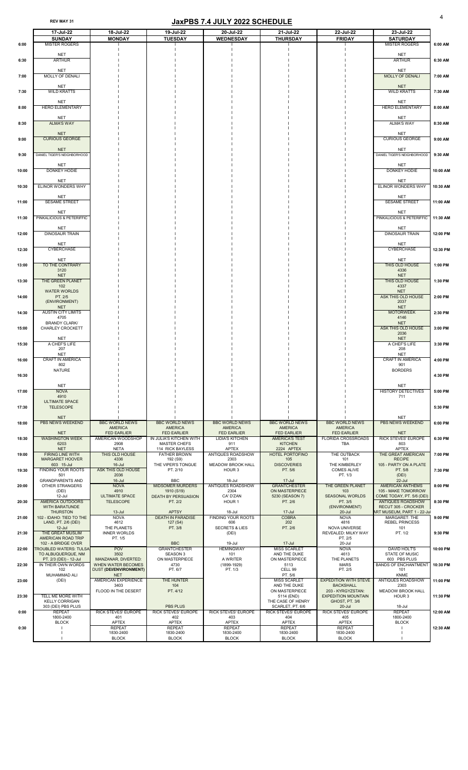REV MAY 31

# JaxPBS 7.4 JULY 2022 SCHEDULE

| | 17-Jul-22 SUNDAY | 18-Jul-22 MONDAY | 19-Jul-22 TUESDAY | 20-Jul-22 WEDNESDAY | 21-Jul-22 THURSDAY | 22-Jul-22 FRIDAY | 23-Jul-22 SATURDAY | |
|---|---|---|---|---|---|---|---|---|
| 6:00 | MISTER ROGERS NET | | | | | | MISTER ROGERS NET | 6:00 AM |
| 6:30 | ARTHUR NET | | | | | | ARTHUR NET | 6:30 AM |
| 7:00 | MOLLY OF DENALI NET | | | | | | MOLLY OF DENALI NET | 7:00 AM |
| 7:30 | WILD KRATTS NET | | | | | | WILD KRATTS NET | 7:30 AM |
| 8:00 | HERO ELEMENTARY NET | | | | | | HERO ELEMENTARY NET | 8:00 AM |
| 8:30 | ALMA'S WAY NET | | | | | | ALMA'S WAY NET | 8:30 AM |
| 9:00 | CURIOUS GEORGE NET | | | | | | CURIOUS GEORGE NET | 9:00 AM |
| 9:30 | DANIEL TIGER'S NEIGHBORHOOD NET | | | | | | DANIEL TIGER'S NEIGHBORHOOD NET | 9:30 AM |
| 10:00 | DONKEY HODIE NET | | | | | | DONKEY HODIE NET | 10:00 AM |
| 10:30 | ELINOR WONDERS WHY NET | | | | | | ELINOR WONDERS WHY NET | 10:30 AM |
| 11:00 | SESAME STREET NET | | | | | | SESAME STREET NET | 11:00 AM |
| 11:30 | PINKALICIOUS & PETERIFFIC NET | | | | | | PINKALICIOUS & PETERIFFIC NET | 11:30 AM |
| 12:00 | DINOSAUR TRAIN NET | | | | | | DINOSAUR TRAIN NET | 12:00 PM |
| 12:30 | CYBERCHASE NET | | | | | | CYBERCHASE NET | 12:30 PM |
| 13:00 | TO THE CONTRARY 3120 NET | | | | | | THIS OLD HOUSE 4336 NET | 1:00 PM |
| 13:30 | THE GREEN PLANET 102 | | | | | | THIS OLD HOUSE 4337 NET | 1:30 PM |
| 14:00 | WATER WORLDS PT. 2/5 (ENVIRONMENT) NET | | | | | | ASK THIS OLD HOUSE 2037 NET | 2:00 PM |
| 14:30 | AUSTIN CITY LIMITS 4705 | | | | | | MOTORWEEK 4146 NET | 2:30 PM |
| 15:00 | BRANDY CLARK/ CHARLEY CROCKETT NET | | | | | | ASK THIS OLD HOUSE 2036 NET | 3:00 PM |
| 15:30 | A CHEF'S LIFE 207 NET | | | | | | A CHEF'S LIFE 208 NET | 3:30 PM |
| 16:00 | CRAFT IN AMERICA 802 | | | | | | CRAFT IN AMERICA 901 | 4:00 PM |
| 16:30 | NATURE NET | | | | | | BORDERS NET | 4:30 PM |
| 17:00 | NOVA 4910 | | | | | | HISTORY DETECTIVES 711 | 5:00 PM |
| 17:30 | ULTIMATE SPACE TELESCOPE NET | | | | | | NET | 5:30 PM |
| 18:00 | PBS NEWS WEEKEND NET | BBC WORLD NEWS AMERICA FED EARLIER | BBC WORLD NEWS AMERICA FED EARLIER | BBC WORLD NEWS AMERICA FED EARLIER | BBC WORLD NEWS AMERICA FED EARLIER | BBC WORLD NEWS AMERICA FED EARLIER | PBS NEWS WEEKEND NET | 6:00 PM |
| 18:30 | WASHINGTON WEEK 6203 NET | AMERICAN WOODSHOP 2908 NETA | IN JULIA'S KITCHEN WITH MASTER CHEFS 114 RICK BAYLESS | LIDIA'S KITCHEN 911 APTEX | AMERICA'S TEST KITCHEN 2224 APTEX | FLORIDA CROSSROADS TBA | RICK STEVES' EUROPE 803 APTEX | 6:30 PM |
| 19:00 | FIRING LINE WITH MARGARET HOOVER 603 15-Jul | THIS OLD HOUSE 4336 16-Jul | FATHER BROWN 192 (S9) THE VIPER'S TONGUE | ANTIQUES ROADSHOW 2303 MEADOW BROOK HALL | HOTEL PORTOFINO 105 THE DISCOVERIES | THE OUTBACK 101 THE KIMBERLEY | THE GREAT AMERICAN RECIPE 105 - PARTY ON A PLATE | 7:00 PM |
| 19:30 | FINDING YOUR ROOTS 501 | ASK THIS OLD HOUSE 2036 16-Jul | PT. 2/10 BBC | HOUR 3 18-Jul | PT. 5/6 17-Jul | COMES ALIVE PT. 1/3 | PT. 5/8 (DEI) 22-Jul | 7:30 PM |
| 20:00 | GRANDPARENTS AND OTHER STRANGERS (DEI) 12-Jul | NOVA 4910 ULTIMATE SPACE | MIDSOMER MURDERS 1910 (S19) DEATH BY PERSUASION | ANTIQUES ROADSHOW 2304 CA' D'ZAN | GRANTCHESTER ON MASTERPIECE 5230 (SEASON 7) | THE GREEN PLANET 103 SEASONAL WORLDS | AMERICAN ANTHEMS 105 - MAKE TOMORROW COME TODAY, PT. 5/6 (DEI) | 8:00 PM |
| 20:30 | AMERICA OUTDOORS WITH BARATUNDE THURSTON | TELESCOPE 13-Jul | PT. 2/2 APTSY | HOUR 1 18-Jul | PT. 2/6 17-Jul | PT. 3/5 (ENVIRONMENT) 20-Jul | ANTIQUES ROADSHOW RECUT 305 - CROCKER ART MUSEUM, PART 1 - 22-Jul | 8:30 PM |
| 21:00 | 102 - IDAHO: TIED TO THE LAND, PT. 2/6 (DEI) 12-Jul | NOVA 4612 THE PLANETS | DEATH IN PARADISE 127 (S4) PT. 3/8 | FINDING YOUR ROOTS 606 SECRETS & LIES | COBRA 202 PT. 2/6 | NOVA 4816 NOVA UNIVERSE | MARGARET: THE REBEL PRINCESS 101 | 9:00 PM |
| 21:30 | THE GREAT MUSLIM AMERICAN ROAD TRIP 102 - A BRIDGE OVER | INNER WORLDS PT. 1/5 | BBC | (DEI) 19-Jul | 17-Jul | REVEALED: MILKY WAY PT. 2/5 20-Jul | PT. 1/2 | 9:30 PM |
| 22:00 | TROUBLED WATERS: TULSA TO ALBUQUERQUE, NM PT. 2/3 (DEI) - 12-Jul | POV 3502 MANZANAR, DIVERTED: | GRANTCHESTER SEASON 3 ON MASTERPIECE | HEMINGWAY 101 A WRITER | MISS SCARLET AND THE DUKE ON MASTERPIECE | NOVA 4613 THE PLANETS | DAVID HOLT'S STATE OF MUSIC 603 PBS PLUS | 10:00 PM |
| 22:30 | IN THEIR OWN WORDS 102 MUHAMMAD ALI | WHEN WATER BECOMES DUST (DEI/ENVIRONMENT) NET | 4730 PT. 6/7 | (1899-1929) PT. 1/3 | 5113 CELL 99 PT. 5/6 | MARS PT. 2/5 | BANDS OF ENCHANTMENT 101 KNME | 10:30 PM |
| 23:00 | (DEI) | AMERICAN EXPERIENCE 3403 FLOOD IN THE DESERT | THE HUNTER 104 PT. 4/12 | | MISS SCARLET AND THE DUKE ON MASTERPIECE | EXPEDITION WITH STEVE BACKSHALL 203 - KYRGYZSTAN: | ANTIQUES ROADSHOW 2303 MEADOW BROOK HALL | 11:00 PM |
| 23:30 | TELL ME MORE WITH KELLY CORRIGAN 303 (DEI) PBS PLUS | | PBS PLUS | | 5114 (END) THE CASE OF HENRY SCARLET, PT. 6/6 | EXPEDITION MOUNTAIN GHOST, PT. 3/6 20-Jul | HOUR 3 18-Jul | 11:30 PM |
| 0:00 | REPEAT 1800-2400 BLOCK | RICK STEVES' EUROPE 401 APTEX | RICK STEVES' EUROPE 402 APTEX | RICK STEVES' EUROPE 403 APTEX | RICK STEVES' EUROPE 404 APTEX | RICK STEVES' EUROPE 405 APTEX | REPEAT 1800-2400 BLOCK | 12:00 AM |
| 0:30 | | REPEAT 1830-2400 BLOCK | REPEAT 1830-2400 BLOCK | REPEAT 1830-2400 BLOCK | REPEAT 1830-2400 BLOCK | REPEAT 1830-2400 BLOCK | | 12:30 AM |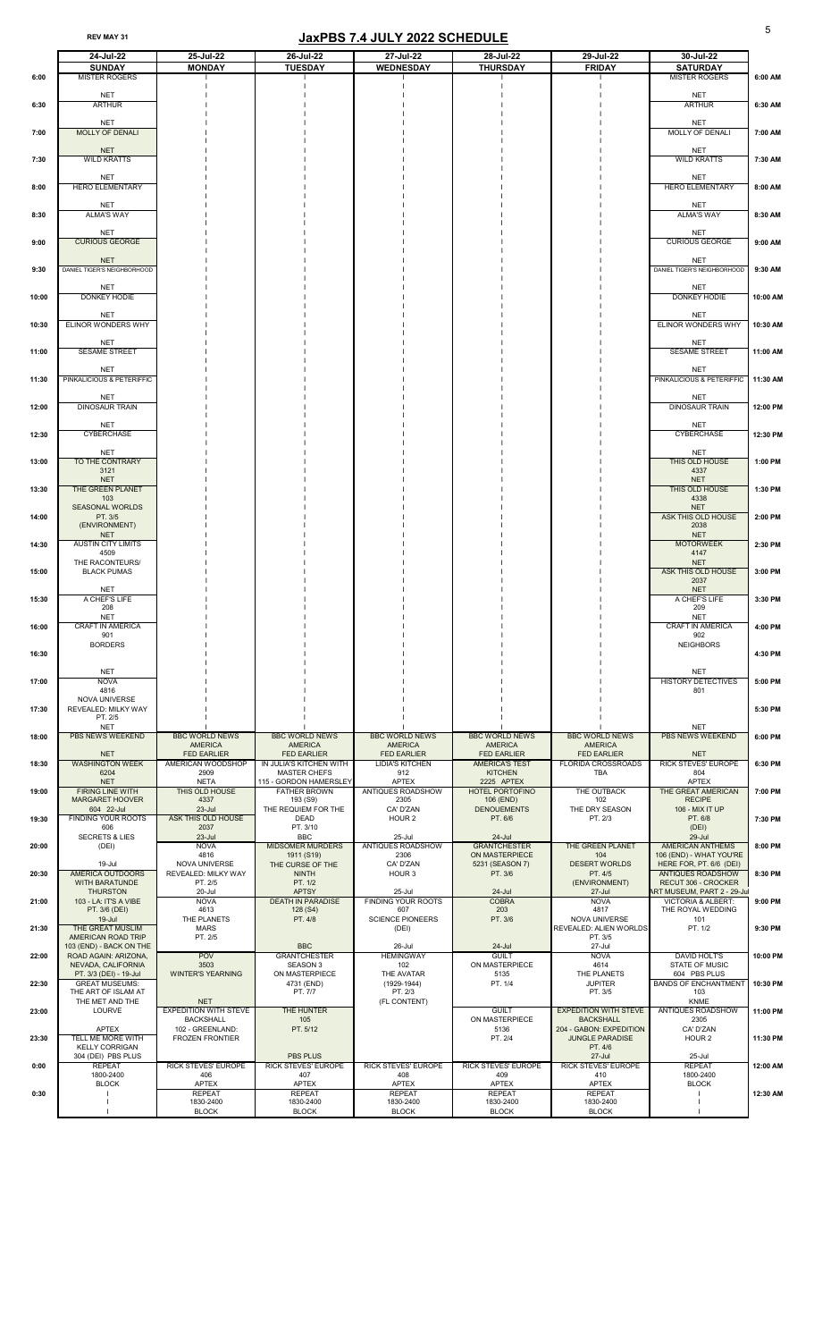REV MAY 31

# JaxPBS 7.4 JULY 2022 SCHEDULE

| | 24-Jul-22 SUNDAY | 25-Jul-22 MONDAY | 26-Jul-22 TUESDAY | 27-Jul-22 WEDNESDAY | 28-Jul-22 THURSDAY | 29-Jul-22 FRIDAY | 30-Jul-22 SATURDAY | |
|---|---|---|---|---|---|---|---|---|
| 6:00 | MISTER ROGERS NET | | | | | | MISTER ROGERS NET | 6:00 AM |
| 6:30 | ARTHUR NET | | | | | | ARTHUR NET | 6:30 AM |
| 7:00 | MOLLY OF DENALI NET | | | | | | MOLLY OF DENALI NET | 7:00 AM |
| 7:30 | WILD KRATTS NET | | | | | | WILD KRATTS NET | 7:30 AM |
| 8:00 | HERO ELEMENTARY NET | | | | | | HERO ELEMENTARY NET | 8:00 AM |
| 8:30 | ALMA'S WAY NET | | | | | | ALMA'S WAY NET | 8:30 AM |
| 9:00 | CURIOUS GEORGE NET | | | | | | CURIOUS GEORGE NET | 9:00 AM |
| 9:30 | DANIEL TIGER'S NEIGHBORHOOD NET | | | | | | DANIEL TIGER'S NEIGHBORHOOD NET | 9:30 AM |
| 10:00 | DONKEY HODIE NET | | | | | | DONKEY HODIE NET | 10:00 AM |
| 10:30 | ELINOR WONDERS WHY NET | | | | | | ELINOR WONDERS WHY NET | 10:30 AM |
| 11:00 | SESAME STREET NET | | | | | | SESAME STREET NET | 11:00 AM |
| 11:30 | PINKALICIOUS & PETERIFFIC NET | | | | | | PINKALICIOUS & PETERIFFIC NET | 11:30 AM |
| 12:00 | DINOSAUR TRAIN NET | | | | | | DINOSAUR TRAIN NET | 12:00 PM |
| 12:30 | CYBERCHASE NET | | | | | | CYBERCHASE NET | 12:30 PM |
| 13:00 | TO THE CONTRARY 3121 NET | | | | | | THIS OLD HOUSE 4337 NET | 1:00 PM |
| 13:30 | THE GREEN PLANET 103 | | | | | | THIS OLD HOUSE 4338 NET | 1:30 PM |
| 14:00 | SEASONAL WORLDS PT. 3/5 (ENVIRONMENT) NET | | | | | | ASK THIS OLD HOUSE 2038 NET | 2:00 PM |
| 14:30 | AUSTIN CITY LIMITS 4509 | | | | | | MOTORWEEK 4147 NET | 2:30 PM |
| 15:00 | THE RACONTEURS/ BLACK PUMAS NET | | | | | | ASK THIS OLD HOUSE 2037 NET | 3:00 PM |
| 15:30 | A CHEF'S LIFE 208 NET | | | | | | A CHEF'S LIFE 209 NET | 3:30 PM |
| 16:00 | CRAFT IN AMERICA 901 | | | | | | CRAFT IN AMERICA 902 | 4:00 PM |
| 16:30 | BORDERS NET | | | | | | NEIGHBORS NET | 4:30 PM |
| 17:00 | NOVA 4816 | | | | | | HISTORY DETECTIVES 801 | 5:00 PM |
| 17:30 | NOVA UNIVERSE REVEALED: MILKY WAY PT. 2/5 NET | | | | | | NET | 5:30 PM |
| 18:00 | PBS NEWS WEEKEND NET | BBC WORLD NEWS AMERICA FED EARLIER | BBC WORLD NEWS AMERICA FED EARLIER | BBC WORLD NEWS AMERICA FED EARLIER | BBC WORLD NEWS AMERICA FED EARLIER | BBC WORLD NEWS AMERICA FED EARLIER | PBS NEWS WEEKEND NET | 6:00 PM |
| 18:30 | WASHINGTON WEEK 6204 NET | AMERICAN WOODSHOP 2909 NETA | IN JULIA'S KITCHEN WITH MASTER CHEFS 115 - GORDON HAMERSLEY | LIDIA'S KITCHEN 912 APTEX | AMERICA'S TEST KITCHEN 2225 APTEX | FLORIDA CROSSROADS TBA | RICK STEVES' EUROPE 804 APTEX | 6:30 PM |
| 19:00 | FIRING LINE WITH MARGARET HOOVER 604 22-Jul | THIS OLD HOUSE 4337 23-Jul | FATHER BROWN 193 (S9) THE REQUIEM FOR THE | ANTIQUES ROADSHOW 2305 CA' D'ZAN | HOTEL PORTOFINO 106 (END) DENOUEMENTS | THE OUTBACK 102 THE DRY SEASON | THE GREAT AMERICAN RECIPE 106 - MIX IT UP | 7:00 PM |
| 19:30 | FINDING YOUR ROOTS 606 | ASK THIS OLD HOUSE 2037 | DEAD PT. 3/10 | HOUR 2 | PT. 6/6 | PT. 2/3 | PT. 6/8 (DEI) | 7:30 PM |
| 20:00 | SECRETS & LIES (DEI) 19-Jul | 23-Jul NOVA 4816 | BBC MIDSOMER MURDERS 1911 (S19) | 25-Jul ANTIQUES ROADSHOW 2306 | 24-Jul GRANTCHESTER ON MASTERPIECE | THE GREEN PLANET 104 | 29-Jul AMERICAN ANTHEMS 106 (END) - WHAT YOU'RE | 8:00 PM |
| 20:30 | AMERICA OUTDOORS WITH BARATUNDE THURSTON | NOVA UNIVERSE REVEALED: MILKY WAY PT. 2/5 20-Jul | THE CURSE OF THE NINTH PT. 1/2 APTSY | CA' D'ZAN HOUR 3 25-Jul | 5231 (SEASON 7) PT. 3/6 24-Jul | DESERT WORLDS PT. 4/5 (ENVIRONMENT) 27-Jul | HERE FOR, PT. 6/6 (DEI) ANTIQUES ROADSHOW RECUT 306 - CROCKER ART MUSEUM, PART 2 - 29-Jul | 8:30 PM |
| 21:00 | 103 - LA: IT'S A VIBE PT. 3/6 (DEI) 19-Jul | NOVA 4613 THE PLANETS | DEATH IN PARADISE 128 (S4) PT. 4/8 | FINDING YOUR ROOTS 607 SCIENCE PIONEERS | COBRA 203 PT. 3/6 | NOVA 4817 NOVA UNIVERSE | VICTORIA & ALBERT: THE ROYAL WEDDING 101 | 9:00 PM |
| 21:30 | THE GREAT MUSLIM AMERICAN ROAD TRIP 103 (END) - BACK ON THE | MARS PT. 2/5 | BBC | (DEI) 26-Jul | 24-Jul | REVEALED: ALIEN WORLDS PT. 3/5 27-Jul | PT. 1/2 | 9:30 PM |
| 22:00 | ROAD AGAIN: ARIZONA, NEVADA, CALIFORNIA PT. 3/3 (DEI) - 19-Jul | POV 3503 WINTER'S YEARNING | GRANTCHESTER SEASON 3 ON MASTERPIECE | HEMINGWAY 102 THE AVATAR | GUILT ON MASTERPIECE 5135 | NOVA 4614 THE PLANETS | DAVID HOLT'S STATE OF MUSIC 604 PBS PLUS | 10:00 PM |
| 22:30 | GREAT MUSEUMS: THE ART OF ISLAM AT THE MET AND THE | NET | 4731 (END) PT. 7/7 | (1929-1944) PT. 2/3 (FL CONTENT) | PT. 1/4 | JUPITER PT. 3/5 | BANDS OF ENCHANTMENT 103 KNME | 10:30 PM |
| 23:00 | LOURVE APTEX | EXPEDITION WITH STEVE BACKSHALL 102 - GREENLAND: | THE HUNTER 105 PT. 5/12 | | GUILT ON MASTERPIECE 5136 | EXPEDITION WITH STEVE BACKSHALL 204 - GABON: EXPEDITION | ANTIQUES ROADSHOW 2305 CA' D'ZAN | 11:00 PM |
| 23:30 | TELL ME MORE WITH KELLY CORRIGAN 304 (DEI) PBS PLUS | FROZEN FRONTIER | PBS PLUS | | PT. 2/4 | JUNGLE PARADISE PT. 4/6 27-Jul | HOUR 2 25-Jul | 11:30 PM |
| 0:00 | REPEAT 1800-2400 BLOCK | RICK STEVES' EUROPE 406 APTEX | RICK STEVES' EUROPE 407 APTEX | RICK STEVES' EUROPE 408 APTEX | RICK STEVES' EUROPE 409 APTEX | RICK STEVES' EUROPE 410 APTEX | REPEAT 1800-2400 BLOCK | 12:00 AM |
| 0:30 | | REPEAT 1830-2400 BLOCK | REPEAT 1830-2400 BLOCK | REPEAT 1830-2400 BLOCK | REPEAT 1830-2400 BLOCK | REPEAT 1830-2400 BLOCK | | 12:30 AM |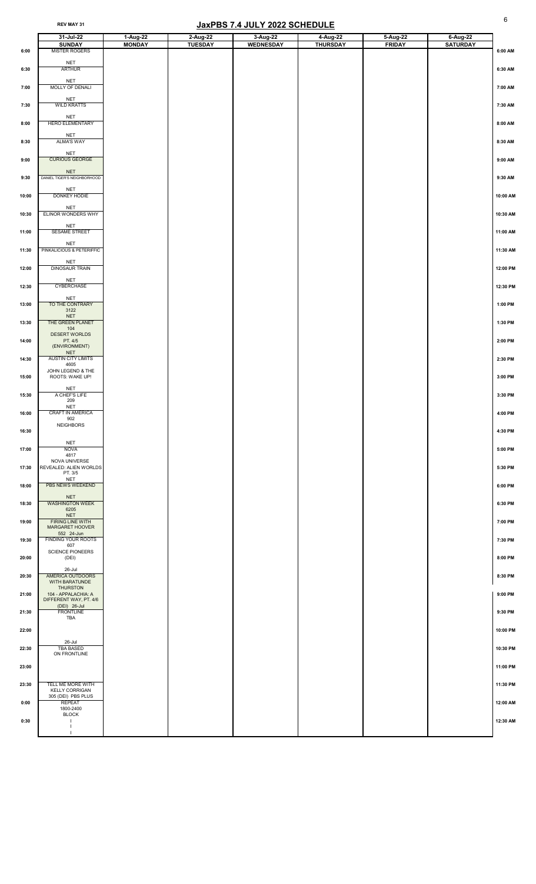REV MAY 31

# JaxPBS 7.4 JULY 2022 SCHEDULE

| | 31-Jul-22 | 1-Aug-22 | 2-Aug-22 | 3-Aug-22 | 4-Aug-22 | 5-Aug-22 | 6-Aug-22 | |
|---|---|---|---|---|---|---|---|---|
| | SUNDAY | MONDAY | TUESDAY | WEDNESDAY | THURSDAY | FRIDAY | SATURDAY | |
| 6:00 | MISTER ROGERS NET | | | | | | | 6:00 AM |
| 6:30 | ARTHUR NET | | | | | | | 6:30 AM |
| 7:00 | MOLLY OF DENALI NET | | | | | | | 7:00 AM |
| 7:30 | WILD KRATTS NET | | | | | | | 7:30 AM |
| 8:00 | HERO ELEMENTARY NET | | | | | | | 8:00 AM |
| 8:30 | ALMA'S WAY NET | | | | | | | 8:30 AM |
| 9:00 | CURIOUS GEORGE NET | | | | | | | 9:00 AM |
| 9:30 | DANIEL TIGER'S NEIGHBORHOOD NET | | | | | | | 9:30 AM |
| 10:00 | DONKEY HODIE NET | | | | | | | 10:00 AM |
| 10:30 | ELINOR WONDERS WHY NET | | | | | | | 10:30 AM |
| 11:00 | SESAME STREET NET | | | | | | | 11:00 AM |
| 11:30 | PINKALICIOUS & PETERIFFIC NET | | | | | | | 11:30 AM |
| 12:00 | DINOSAUR TRAIN NET | | | | | | | 12:00 PM |
| 12:30 | CYBERCHASE NET | | | | | | | 12:30 PM |
| 13:00 | TO THE CONTRARY 3122 NET | | | | | | | 1:00 PM |
| 13:30 | THE GREEN PLANET 104 DESERT WORLDS | | | | | | | 1:30 PM |
| 14:00 | PT. 4/5 (ENVIRONMENT) NET | | | | | | | 2:00 PM |
| 14:30 | AUSTIN CITY LIMITS 4605 JOHN LEGEND & THE | | | | | | | 2:30 PM |
| 15:00 | ROOTS: WAKE UP! NET | | | | | | | 3:00 PM |
| 15:30 | A CHEF'S LIFE 209 NET | | | | | | | 3:30 PM |
| 16:00 | CRAFT IN AMERICA 902 NEIGHBORS | | | | | | | 4:00 PM |
| 16:30 | NET | | | | | | | 4:30 PM |
| 17:00 | NOVA 4817 NOVA UNIVERSE | | | | | | | 5:00 PM |
| 17:30 | REVEALED: ALIEN WORLDS PT. 3/5 NET | | | | | | | 5:30 PM |
| 18:00 | PBS NEWS WEEKEND NET | | | | | | | 6:00 PM |
| 18:30 | WASHINGTON WEEK 6205 NET | | | | | | | 6:30 PM |
| 19:00 | FIRING LINE WITH MARGARET HOOVER 552 24-Jun | | | | | | | 7:00 PM |
| 19:30 | FINDING YOUR ROOTS 607 SCIENCE PIONEERS | | | | | | | 7:30 PM |
| 20:00 | (DEI) 26-Jul | | | | | | | 8:00 PM |
| 20:30 | AMERICA OUTDOORS WITH BARATUNDE THURSTON | | | | | | | 8:30 PM |
| 21:00 | 104 - APPALACHIA: A DIFFERENT WAY, PT. 4/6 (DEI) 26-Jul | | | | | | | 9:00 PM |
| 21:30 | FRONTLINE TBA | | | | | | | 9:30 PM |
| 22:00 | 26-Jul | | | | | | | 10:00 PM |
| 22:30 | TBA BASED ON FRONTLINE | | | | | | | 10:30 PM |
| 23:00 | | | | | | | | 11:00 PM |
| 23:30 | TELL ME MORE WITH KELLY CORRIGAN 305 (DEI) PBS PLUS | | | | | | | 11:30 PM |
| 0:00 | REPEAT 1800-2400 BLOCK | | | | | | | 12:00 AM |
| 0:30 | \| \| \| | | | | | | | 12:30 AM |